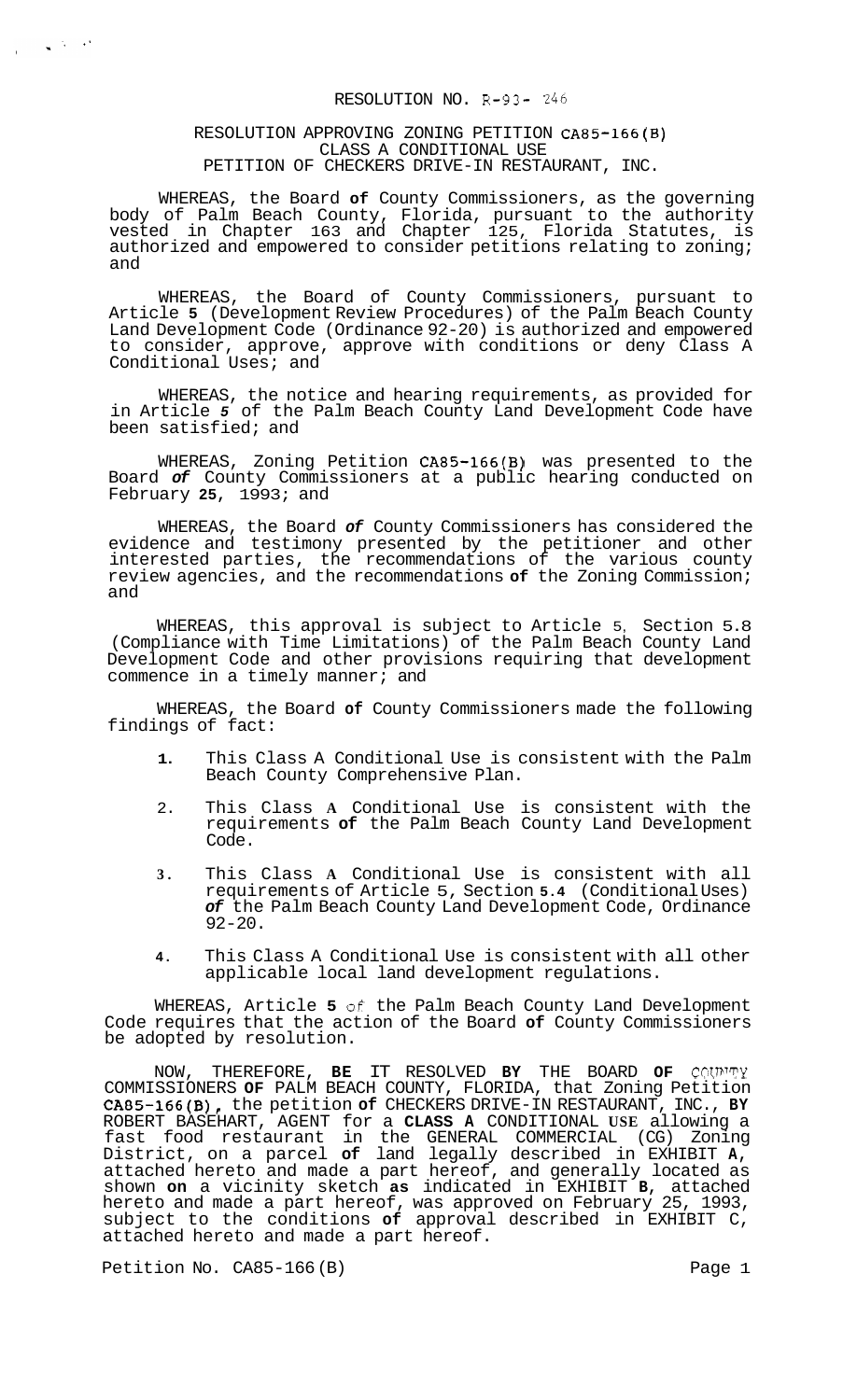RESOLUTION NO. R-93- 246

RESOLUTION APPROVING ZONING PETITION CA85-166(B)
CLASS A CONDITIONAL USE
PETITION OF CHECKERS DRIVE-IN RESTAURANT, INC.

WHEREAS, the Board **of** County Commissioners, as the governing body of Palm Beach County, Florida, pursuant to the authority vested in Chapter 163 and Chapter 125, Florida Statutes, is authorized and empowered to consider petitions relating to zoning; and

WHEREAS, the Board of County Commissioners, pursuant to Article **5** (Development Review Procedures) of the Palm Beach County Land Development Code (Ordinance 92-20) is authorized and empowered to consider, approve, approve with conditions or deny Class A Conditional Uses; and

WHEREAS, the notice and hearing requirements, as provided for in Article *5* of the Palm Beach County Land Development Code have been satisfied; and

WHEREAS, Zoning Petition CA85-166(B) was presented to the Board *of* County Commissioners at a public hearing conducted on February **25**, 1993; and

WHEREAS, the Board *of* County Commissioners has considered the evidence and testimony presented by the petitioner and other interested parties, the recommendations of the various county review agencies, and the recommendations **of** the Zoning Commission; and

WHEREAS, this approval is subject to Article 5, Section 5.8 (Compliance with Time Limitations) of the Palm Beach County Land Development Code and other provisions requiring that development commence in a timely manner; and

WHEREAS, the Board **of** County Commissioners made the following findings of fact:

1. This Class A Conditional Use is consistent with the Palm Beach County Comprehensive Plan.
2. This Class **A** Conditional Use is consistent with the requirements **of** the Palm Beach County Land Development Code.
3. This Class **A** Conditional Use is consistent with all requirements of Article 5, Section **5.4** (Conditional Uses) *of* the Palm Beach County Land Development Code, Ordinance 92-20.
4. This Class A Conditional Use is consistent with all other applicable local land development regulations.

WHEREAS, Article **5** of the Palm Beach County Land Development Code requires that the action of the Board **of** County Commissioners be adopted by resolution.

NOW, THEREFORE, **BE** IT RESOLVED **BY** THE BOARD **OF** COUNTY COMMISSIONERS **OF** PALM BEACH COUNTY, FLORIDA, that Zoning Petition **CA85-166(B)**, the petition **of** CHECKERS DRIVE-IN RESTAURANT, INC., **BY** ROBERT BASEHART, AGENT for a **CLASS A** CONDITIONAL USE allowing a fast food restaurant in the GENERAL COMMERCIAL (CG) Zoning District, on a parcel **of** land legally described in EXHIBIT **A**, attached hereto and made a part hereof, and generally located as shown **on** a vicinity sketch **as** indicated in EXHIBIT **B**, attached hereto and made a part hereof, was approved on February 25, 1993, subject to the conditions **of** approval described in EXHIBIT C, attached hereto and made a part hereof.

Petition No. CA85-166(B)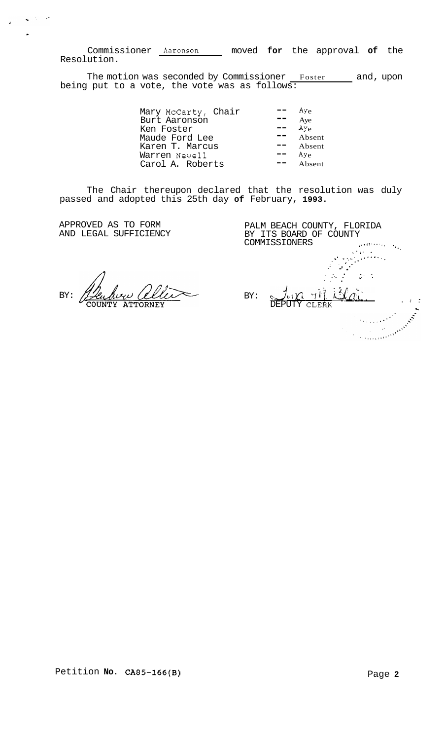Commissioner Aaronson moved **for** the approval **of** the Resolution.

The motion was seconded by Commissioner Foster and, upon being put to a vote, the vote was as follows:

| | | |
|---|---|---|
| Mary McCarty, Chair | -- | Aye |
| Burt Aaronson | -- | Aye |
| Ken Foster | -- | Aye |
| Maude Ford Lee | -- | Absent |
| Karen T. Marcus | -- | Absent |
| Warren Newell | -- | Aye |
| Carol A. Roberts | -- | Absent |

The Chair thereupon declared that the resolution was duly passed and adopted this 25th day **of** February, **1993**.

APPROVED AS TO FORM AND LEGAL SUFFICIENCY

BY: COUNTY ATTORNEY

PALM BEACH COUNTY, FLORIDA BY ITS BOARD OF COUNTY COMMISSIONERS

BY: DEPUTY CLERK

Petition **No. CA85-166(B)**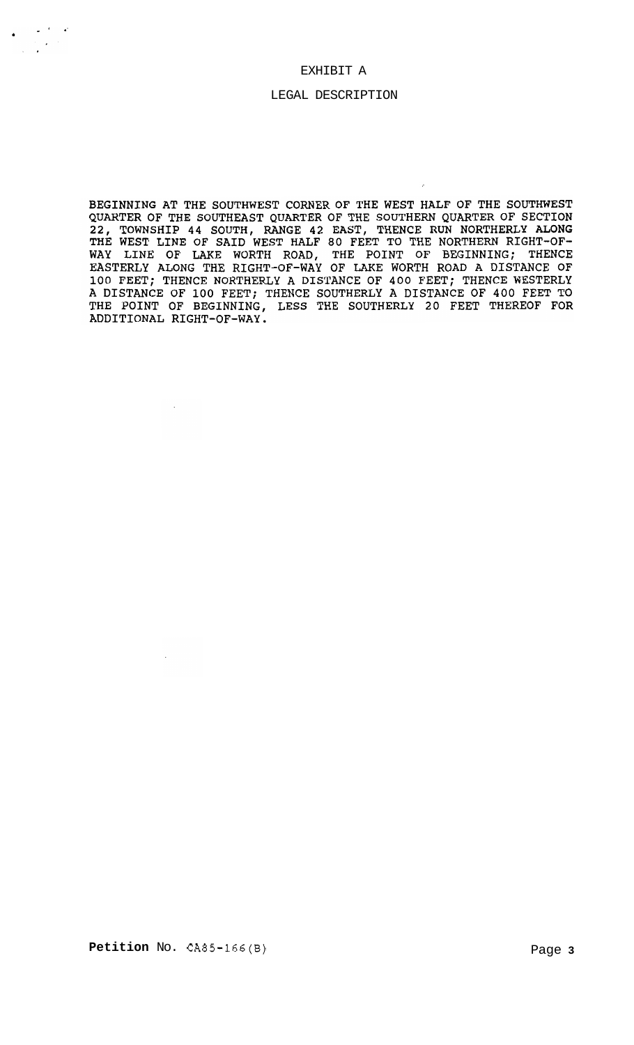# EXHIBIT A

## LEGAL DESCRIPTION

BEGINNING AT THE SOUTHWEST CORNER OF THE WEST HALF OF THE SOUTHWEST QUARTER OF THE SOUTHEAST QUARTER OF THE SOUTHERN QUARTER OF SECTION 22, TOWNSHIP 44 SOUTH, RANGE 42 EAST, THENCE RUN NORTHERLY ALONG THE WEST LINE OF SAID WEST HALF 80 FEET TO THE NORTHERN RIGHT-OF-WAY LINE OF LAKE WORTH ROAD, THE POINT OF BEGINNING; THENCE EASTERLY ALONG THE RIGHT-OF-WAY OF LAKE WORTH ROAD A DISTANCE OF 100 FEET; THENCE NORTHERLY A DISTANCE OF 400 FEET; THENCE WESTERLY A DISTANCE OF 100 FEET; THENCE SOUTHERLY A DISTANCE OF 400 FEET TO THE POINT OF BEGINNING, LESS THE SOUTHERLY 20 FEET THEREOF FOR ADDITIONAL RIGHT-OF-WAY.

**Petition** No. CA85-166(B)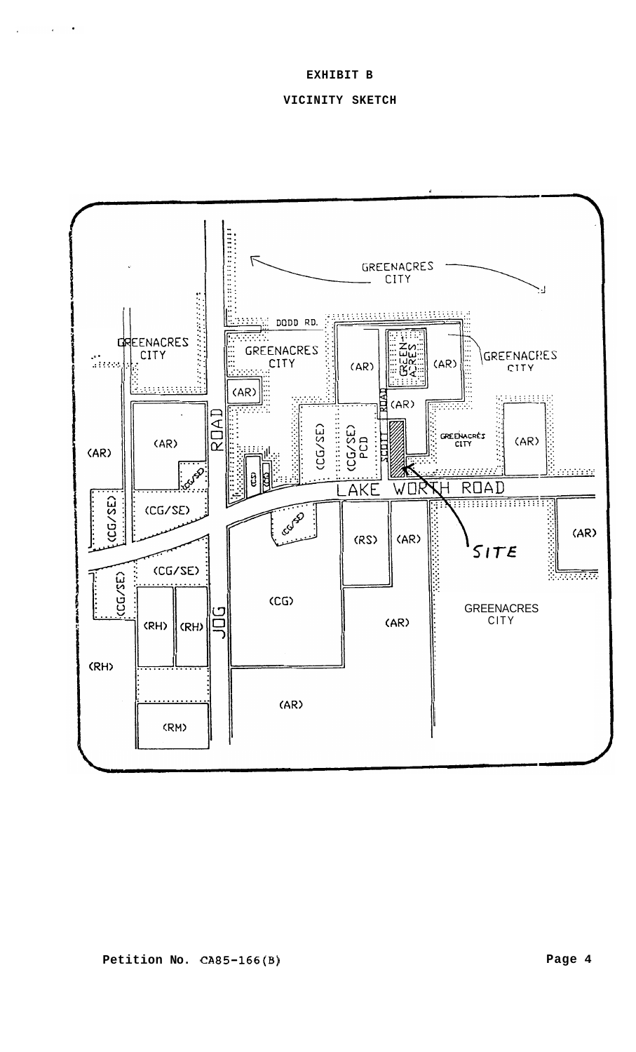**EXHIBIT B**

**VICINITY SKETCH**

GREENACRES CITY

DODD RD.

GREENACRES CITY

GREENACRES CITY

(AR)

GREEN-ACRES

(AR)

GREENACRES CITY

(AR)

ROAD

(AR)

(AR)

(CG/SE)

(CG/SE) PCD

SCOTT ROAD

GREENACRES CITY

(AR)

(CG/SD)

(CG/SE)

LAKE WORTH ROAD

(CG/SE)

(CG/SE)

(RS)

(AR)

(AR)

SITE

(CG/SE)

(CG/SE)

(CG)

GREENACRES CITY

(RH)

(RH)

JOG

(AR)

(RH)

(AR)

(RM)

**Petition No. CA85-166(B)**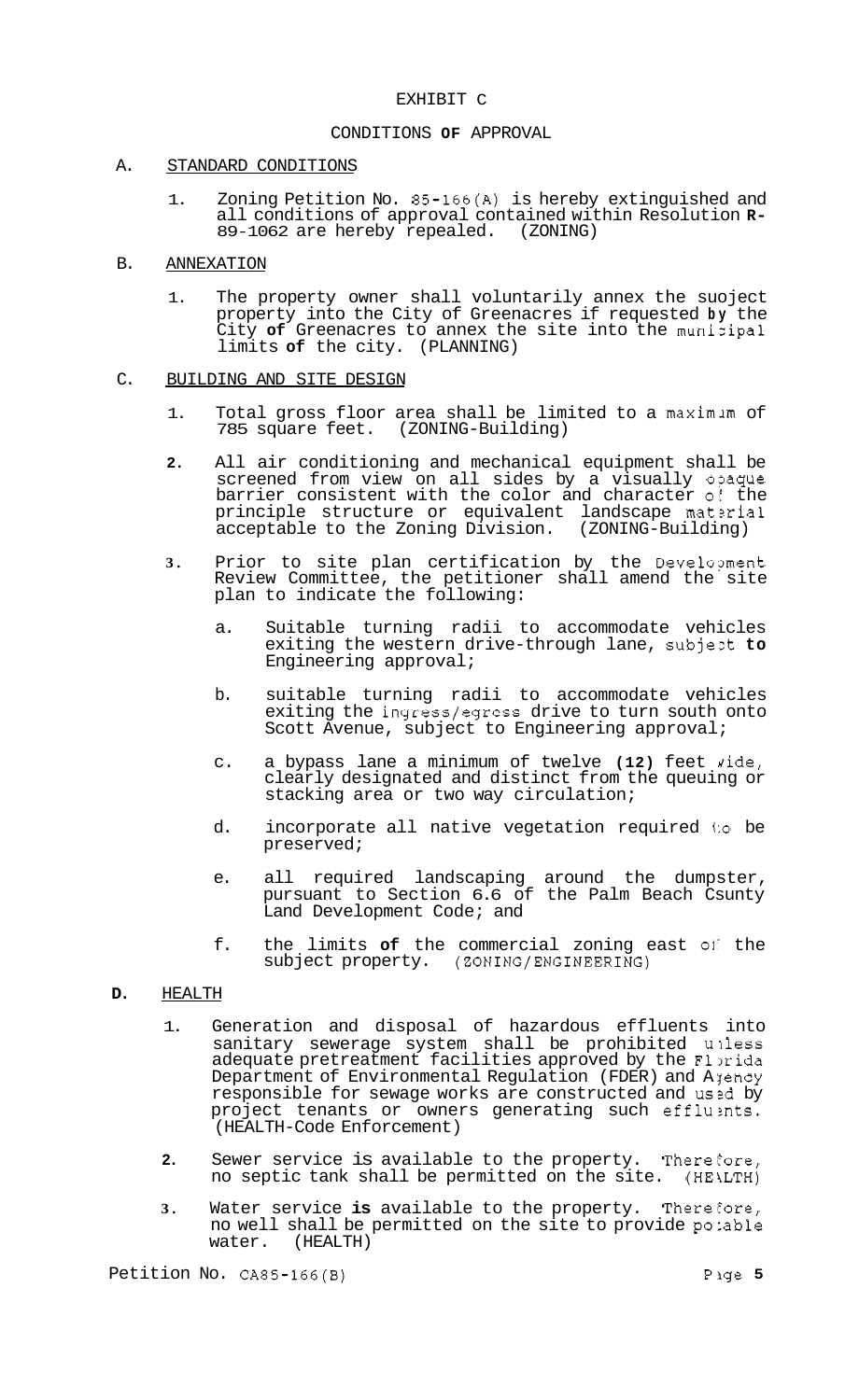# EXHIBIT C

## CONDITIONS OF APPROVAL

### A. STANDARD CONDITIONS

1. Zoning Petition No. 85-166(A) is hereby extinguished and all conditions of approval contained within Resolution R-89-1062 are hereby repealed. (ZONING)

### B. ANNEXATION

1. The property owner shall voluntarily annex the subject property into the City of Greenacres if requested by the City of Greenacres to annex the site into the municipal limits of the city. (PLANNING)

### C. BUILDING AND SITE DESIGN

1. Total gross floor area shall be limited to a maximum of 785 square feet. (ZONING-Building)

2. All air conditioning and mechanical equipment shall be screened from view on all sides by a visually opaque barrier consistent with the color and character of the principle structure or equivalent landscape material acceptable to the Zoning Division. (ZONING-Building)

3. Prior to site plan certification by the Development Review Committee, the petitioner shall amend the site plan to indicate the following:

   a. Suitable turning radii to accommodate vehicles exiting the western drive-through lane, subject to Engineering approval;

   b. suitable turning radii to accommodate vehicles exiting the ingress/egress drive to turn south onto Scott Avenue, subject to Engineering approval;

   c. a bypass lane a minimum of twelve (12) feet wide, clearly designated and distinct from the queuing or stacking area or two way circulation;

   d. incorporate all native vegetation required to be preserved;

   e. all required landscaping around the dumpster, pursuant to Section 6.6 of the Palm Beach County Land Development Code; and

   f. the limits of the commercial zoning east of the subject property. (ZONING/ENGINEERING)

### D. HEALTH

1. Generation and disposal of hazardous effluents into sanitary sewerage system shall be prohibited unless adequate pretreatment facilities approved by the Florida Department of Environmental Regulation (FDER) and Agency responsible for sewage works are constructed and used by project tenants or owners generating such effluents. (HEALTH-Code Enforcement)

2. Sewer service is available to the property. Therefore, no septic tank shall be permitted on the site. (HEALTH)

3. Water service is available to the property. Therefore, no well shall be permitted on the site to provide potable water. (HEALTH)

Petition No. CA85-166(B)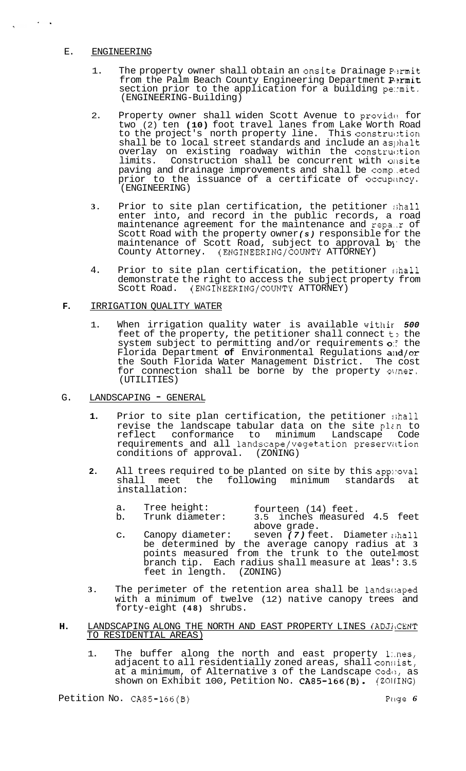## E. ENGINEERING

1. The property owner shall obtain an onsite Drainage Permit from the Palm Beach County Engineering Department Permit section prior to the application for a building permit. (ENGINEERING-Building)

2. Property owner shall widen Scott Avenue to provide for two (2) ten **(10)** foot travel lanes from Lake Worth Road to the project's north property line. This construction shall be to local street standards and include an asphalt overlay on existing roadway within the construction limits. Construction shall be concurrent with onsite paving and drainage improvements and shall be completed prior to the issuance of a certificate of occupancy. (ENGINEERING)

3. Prior to site plan certification, the petitioner shall enter into, and record in the public records, a road maintenance agreement for the maintenance and repair of Scott Road with the property owner*(s)* responsible for the maintenance of Scott Road, subject to approval by the County Attorney. (ENGINEERING/COUNTY ATTORNEY)

4. Prior to site plan certification, the petitioner shall demonstrate the right to access the subject property from Scott Road. (ENGINEERING/COUNTY ATTORNEY)

## F. IRRIGATION QUALITY WATER

1. When irrigation quality water is available within ***500*** feet of the property, the petitioner shall connect to the system subject to permitting and/or requirements of the Florida Department **of** Environmental Regulations and/or the South Florida Water Management District. The cost for connection shall be borne by the property owner. (UTILITIES)

## G. LANDSCAPING - GENERAL

1. Prior to site plan certification, the petitioner shall revise the landscape tabular data on the site plan to reflect conformance to minimum Landscape Code requirements and all landscape/vegetation preservation conditions of approval. (ZONING)

2. All trees required to be planted on site by this approval shall meet the following minimum standards at installation:

   a. Tree height: fourteen (14) feet.
   b. Trunk diameter: 3.5 inches measured 4.5 feet above grade.
   c. Canopy diameter: seven *(7)* feet. Diameter shall be determined by the average canopy radius at 3 points measured from the trunk to the outermost branch tip. Each radius shall measure at least 3.5 feet in length. (ZONING)

3. The perimeter of the retention area shall be landscaped with a minimum of twelve (12) native canopy trees and forty-eight **(48)** shrubs.

## H. LANDSCAPING ALONG THE NORTH AND EAST PROPERTY LINES (ADJACENT TO RESIDENTIAL AREAS)

1. The buffer along the north and east property lines, adjacent to all residentially zoned areas, shall consist, at a minimum, of Alternative 3 of the Landscape Code, as shown on Exhibit 100, Petition No. **CA85-166(B).** (ZONING)

Petition No. CA85-166(B)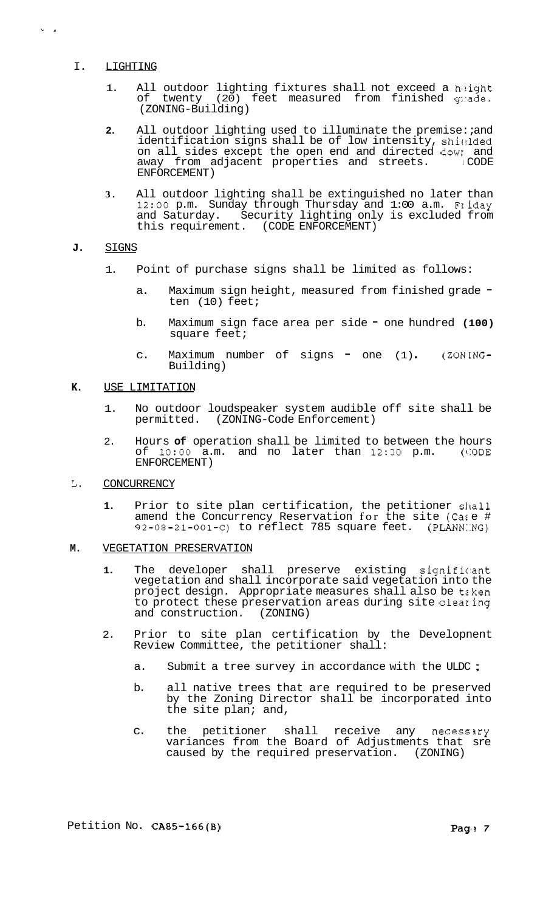## I. LIGHTING

1. All outdoor lighting fixtures shall not exceed a height of twenty (20) feet measured from finished grade. (ZONING-Building)

2. All outdoor lighting used to illuminate the premise and identification signs shall be of low intensity, shielded on all sides except the open end and directed down and away from adjacent properties and streets. (CODE ENFORCEMENT)

3. All outdoor lighting shall be extinguished no later than 12:00 p.m. Sunday through Thursday and 1:00 a.m. Friday and Saturday. Security lighting only is excluded from this requirement. (CODE ENFORCEMENT)

## J. SIGNS

1. Point of purchase signs shall be limited as follows:

   a. Maximum sign height, measured from finished grade - ten (10) feet;

   b. Maximum sign face area per side - one hundred (100) square feet;

   c. Maximum number of signs - one (1). (ZONING-Building)

## K. USE LIMITATION

1. No outdoor loudspeaker system audible off site shall be permitted. (ZONING-Code Enforcement)

2. Hours of operation shall be limited to between the hours of 10:00 a.m. and no later than 12:00 p.m. (CODE ENFORCEMENT)

## L. CONCURRENCY

1. Prior to site plan certification, the petitioner shall amend the Concurrency Reservation for the site (Case # 92-08-21-001-C) to reflect 785 square feet. (PLANNING)

## M. VEGETATION PRESERVATION

1. The developer shall preserve existing significant vegetation and shall incorporate said vegetation into the project design. Appropriate measures shall also be taken to protect these preservation areas during site clearing and construction. (ZONING)

2. Prior to site plan certification by the Developnent Review Committee, the petitioner shall:

   a. Submit a tree survey in accordance with the ULDC ;

   b. all native trees that are required to be preserved by the Zoning Director shall be incorporated into the site plan; and,

   c. the petitioner shall receive any necessary variances from the Board of Adjustments that are caused by the required preservation. (ZONING)

Petition No. CA85-166(B)